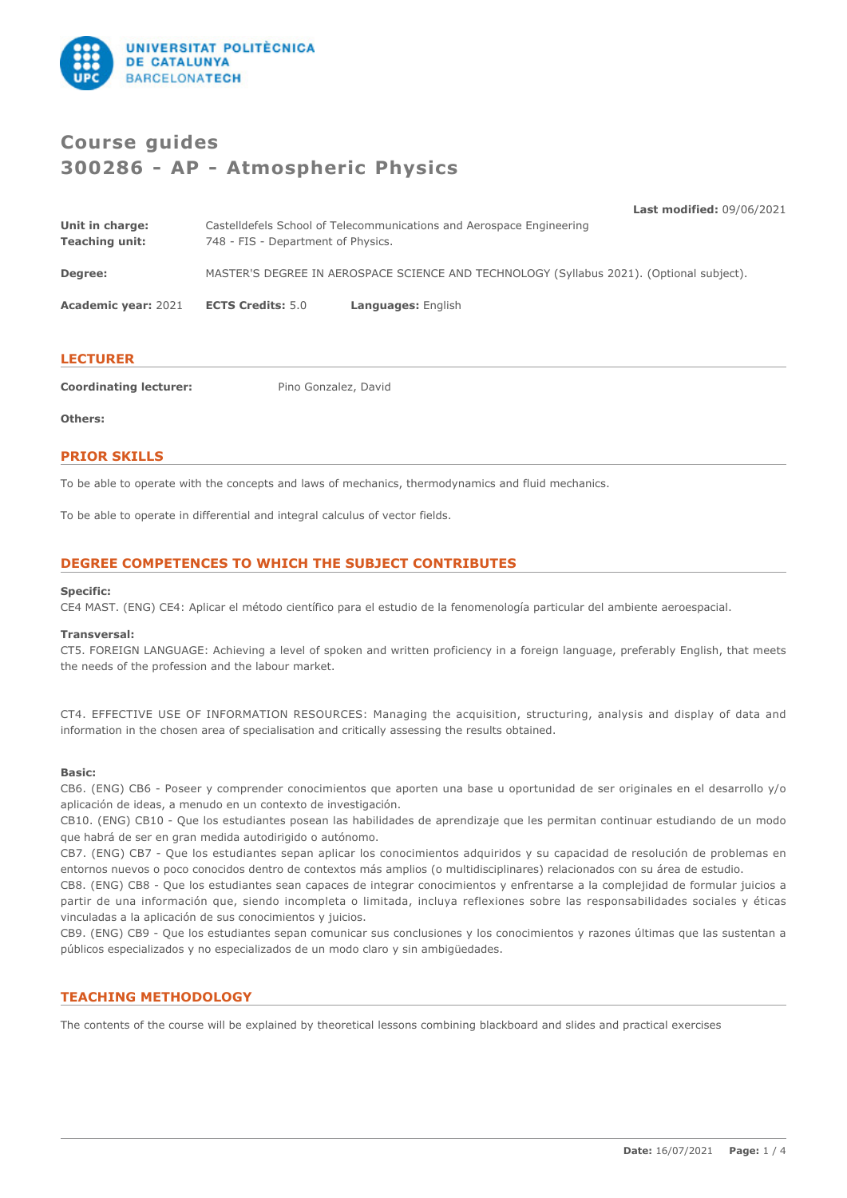# Course guides
# 300286 - AP - Atmospheric Physics

**Last modified:** 09/06/2021

**Unit in charge:** Castelldefels School of Telecommunications and Aerospace Engineering
**Teaching unit:** 748 - FIS - Department of Physics.

**Degree:** MASTER'S DEGREE IN AEROSPACE SCIENCE AND TECHNOLOGY (Syllabus 2021). (Optional subject).

**Academic year:** 2021 **ECTS Credits:** 5.0 **Languages:** English

## LECTURER

**Coordinating lecturer:** Pino Gonzalez, David

**Others:**

## PRIOR SKILLS

To be able to operate with the concepts and laws of mechanics, thermodynamics and fluid mechanics.

To be able to operate in differential and integral calculus of vector fields.

## DEGREE COMPETENCES TO WHICH THE SUBJECT CONTRIBUTES

**Specific:**
CE4 MAST. (ENG) CE4: Aplicar el método científico para el estudio de la fenomenología particular del ambiente aeroespacial.

**Transversal:**
CT5. FOREIGN LANGUAGE: Achieving a level of spoken and written proficiency in a foreign language, preferably English, that meets the needs of the profession and the labour market.

CT4. EFFECTIVE USE OF INFORMATION RESOURCES: Managing the acquisition, structuring, analysis and display of data and information in the chosen area of specialisation and critically assessing the results obtained.

**Basic:**
CB6. (ENG) CB6 - Poseer y comprender conocimientos que aporten una base u oportunidad de ser originales en el desarrollo y/o aplicación de ideas, a menudo en un contexto de investigación.
CB10. (ENG) CB10 - Que los estudiantes posean las habilidades de aprendizaje que les permitan continuar estudiando de un modo que habrá de ser en gran medida autodirigido o autónomo.
CB7. (ENG) CB7 - Que los estudiantes sepan aplicar los conocimientos adquiridos y su capacidad de resolución de problemas en entornos nuevos o poco conocidos dentro de contextos más amplios (o multidisciplinares) relacionados con su área de estudio.
CB8. (ENG) CB8 - Que los estudiantes sean capaces de integrar conocimientos y enfrentarse a la complejidad de formular juicios a partir de una información que, siendo incompleta o limitada, incluya reflexiones sobre las responsabilidades sociales y éticas vinculadas a la aplicación de sus conocimientos y juicios.
CB9. (ENG) CB9 - Que los estudiantes sepan comunicar sus conclusiones y los conocimientos y razones últimas que las sustentan a públicos especializados y no especializados de un modo claro y sin ambigüedades.

## TEACHING METHODOLOGY

The contents of the course will be explained by theoretical lessons combining blackboard and slides and practical exercises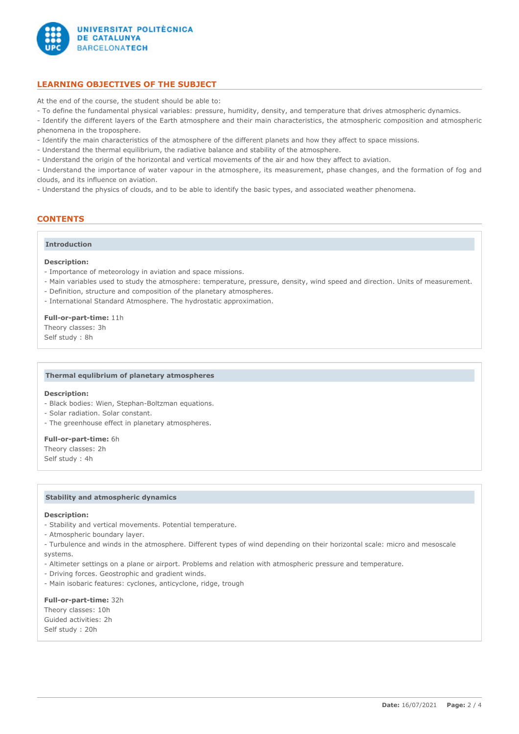## LEARNING OBJECTIVES OF THE SUBJECT

At the end of the course, the student should be able to:

- To define the fundamental physical variables: pressure, humidity, density, and temperature that drives atmospheric dynamics.
- Identify the different layers of the Earth atmosphere and their main characteristics, the atmospheric composition and atmospheric phenomena in the troposphere.
- Identify the main characteristics of the atmosphere of the different planets and how they affect to space missions.
- Understand the thermal equilibrium, the radiative balance and stability of the atmosphere.
- Understand the origin of the horizontal and vertical movements of the air and how they affect to aviation.
- Understand the importance of water vapour in the atmosphere, its measurement, phase changes, and the formation of fog and clouds, and its influence on aviation.
- Understand the physics of clouds, and to be able to identify the basic types, and associated weather phenomena.

## CONTENTS

### Introduction

**Description:**

- Importance of meteorology in aviation and space missions.
- Main variables used to study the atmosphere: temperature, pressure, density, wind speed and direction. Units of measurement.
- Definition, structure and composition of the planetary atmospheres.
- International Standard Atmosphere. The hydrostatic approximation.

**Full-or-part-time:** 11h
Theory classes: 3h
Self study : 8h

### Thermal equlibrium of planetary atmospheres

**Description:**

- Black bodies: Wien, Stephan-Boltzman equations.
- Solar radiation. Solar constant.
- The greenhouse effect in planetary atmospheres.

**Full-or-part-time:** 6h
Theory classes: 2h
Self study : 4h

### Stability and atmospheric dynamics

**Description:**

- Stability and vertical movements. Potential temperature.
- Atmospheric boundary layer.
- Turbulence and winds in the atmosphere. Different types of wind depending on their horizontal scale: micro and mesoscale systems.
- Altimeter settings on a plane or airport. Problems and relation with atmospheric pressure and temperature.
- Driving forces. Geostrophic and gradient winds.
- Main isobaric features: cyclones, anticyclone, ridge, trough

**Full-or-part-time:** 32h
Theory classes: 10h
Guided activities: 2h
Self study : 20h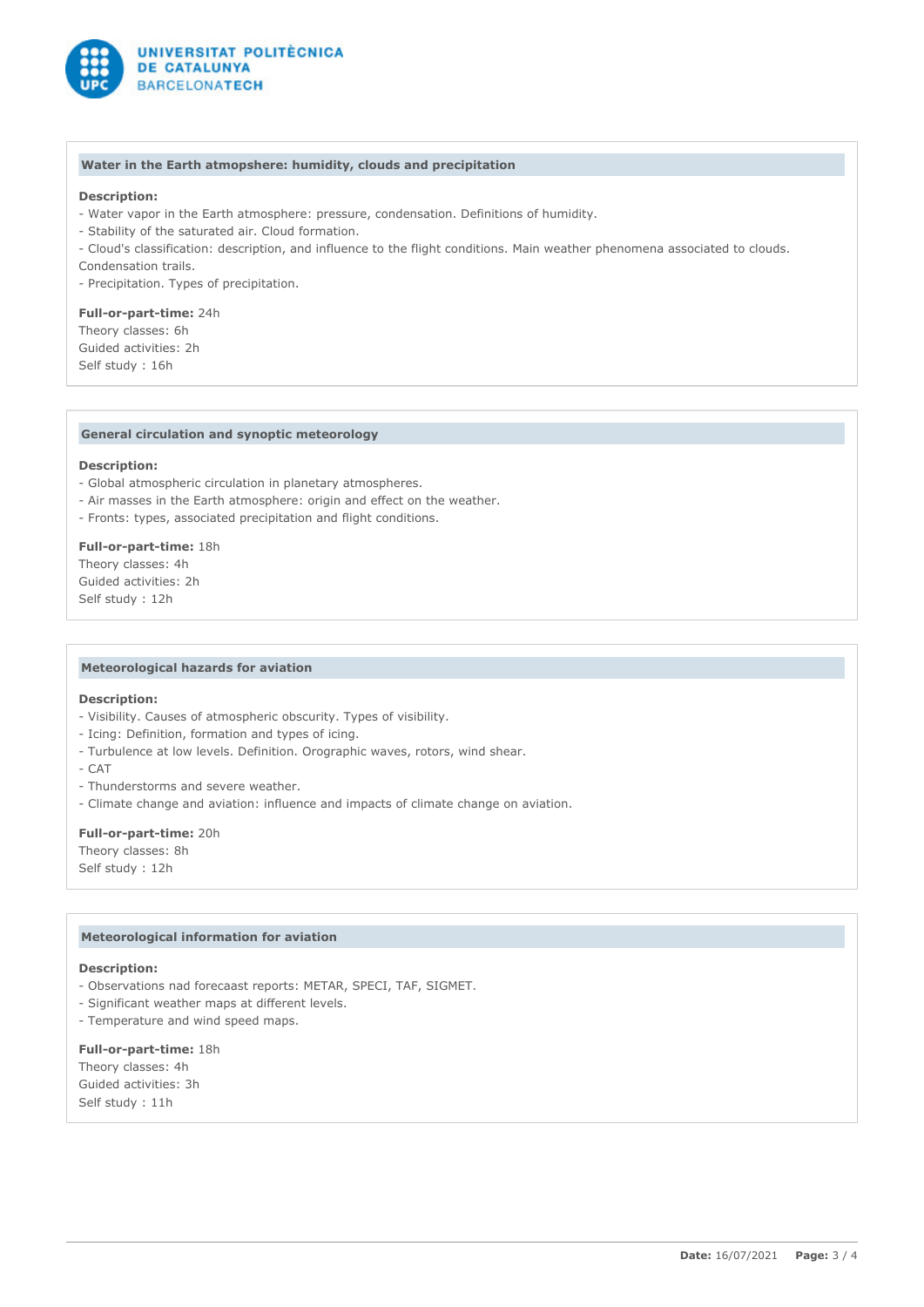### Water in the Earth atmopshere: humidity, clouds and precipitation

**Description:**

- Water vapor in the Earth atmosphere: pressure, condensation. Definitions of humidity.
- Stability of the saturated air. Cloud formation.
- Cloud's classification: description, and influence to the flight conditions. Main weather phenomena associated to clouds. Condensation trails.
- Precipitation. Types of precipitation.

**Full-or-part-time:** 24h
Theory classes: 6h
Guided activities: 2h
Self study : 16h

### General circulation and synoptic meteorology

**Description:**

- Global atmospheric circulation in planetary atmospheres.
- Air masses in the Earth atmosphere: origin and effect on the weather.
- Fronts: types, associated precipitation and flight conditions.

**Full-or-part-time:** 18h
Theory classes: 4h
Guided activities: 2h
Self study : 12h

### Meteorological hazards for aviation

**Description:**

- Visibility. Causes of atmospheric obscurity. Types of visibility.
- Icing: Definition, formation and types of icing.
- Turbulence at low levels. Definition. Orographic waves, rotors, wind shear.
- CAT
- Thunderstorms and severe weather.
- Climate change and aviation: influence and impacts of climate change on aviation.

**Full-or-part-time:** 20h
Theory classes: 8h
Self study : 12h

### Meteorological information for aviation

**Description:**

- Observations nad forecaast reports: METAR, SPECI, TAF, SIGMET.
- Significant weather maps at different levels.
- Temperature and wind speed maps.

**Full-or-part-time:** 18h
Theory classes: 4h
Guided activities: 3h
Self study : 11h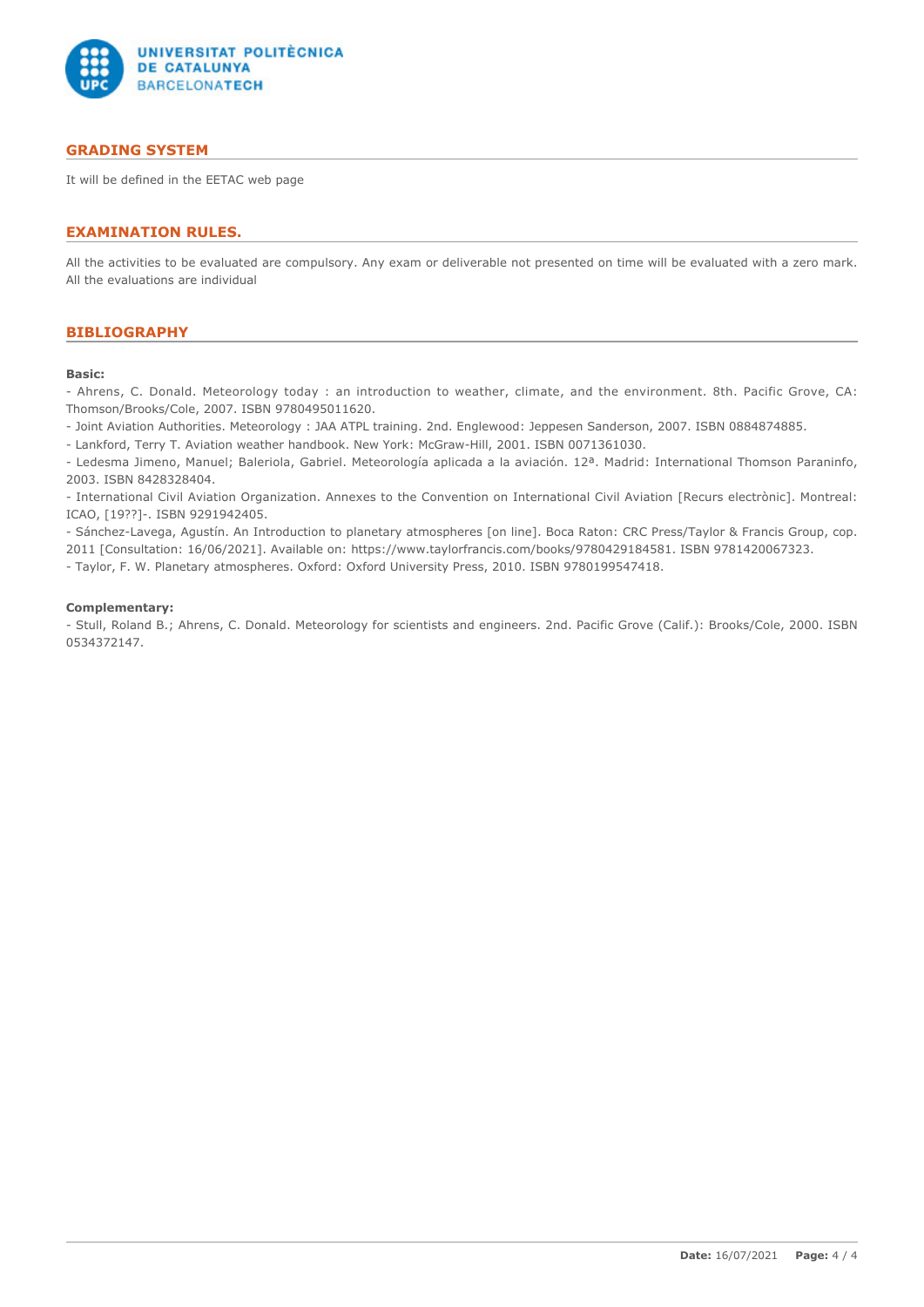## GRADING SYSTEM

It will be defined in the EETAC web page

## EXAMINATION RULES.

All the activities to be evaluated are compulsory. Any exam or deliverable not presented on time will be evaluated with a zero mark. All the evaluations are individual

## BIBLIOGRAPHY

**Basic:**

- Ahrens, C. Donald. Meteorology today : an introduction to weather, climate, and the environment. 8th. Pacific Grove, CA: Thomson/Brooks/Cole, 2007. ISBN 9780495011620.
- Joint Aviation Authorities. Meteorology : JAA ATPL training. 2nd. Englewood: Jeppesen Sanderson, 2007. ISBN 0884874885.
- Lankford, Terry T. Aviation weather handbook. New York: McGraw-Hill, 2001. ISBN 0071361030.
- Ledesma Jimeno, Manuel; Baleriola, Gabriel. Meteorología aplicada a la aviación. 12ª. Madrid: International Thomson Paraninfo, 2003. ISBN 8428328404.
- International Civil Aviation Organization. Annexes to the Convention on International Civil Aviation [Recurs electrònic]. Montreal: ICAO, [19??]-. ISBN 9291942405.
- Sánchez-Lavega, Agustín. An Introduction to planetary atmospheres [on line]. Boca Raton: CRC Press/Taylor & Francis Group, cop. 2011 [Consultation: 16/06/2021]. Available on: https://www.taylorfrancis.com/books/9780429184581. ISBN 9781420067323.
- Taylor, F. W. Planetary atmospheres. Oxford: Oxford University Press, 2010. ISBN 9780199547418.

**Complementary:**

- Stull, Roland B.; Ahrens, C. Donald. Meteorology for scientists and engineers. 2nd. Pacific Grove (Calif.): Brooks/Cole, 2000. ISBN 0534372147.